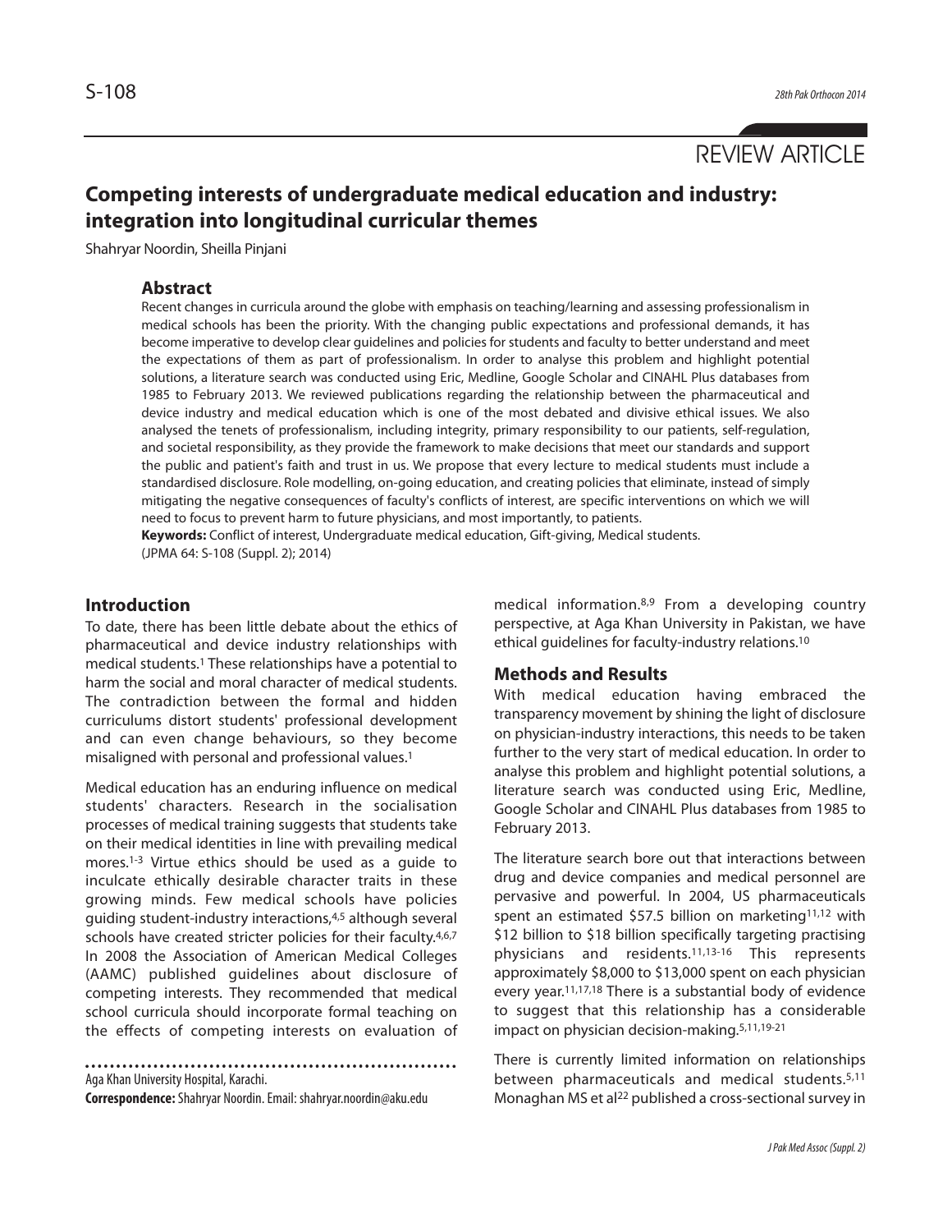REVIEW ARTICLE

# Competing interests of undergraduate medical education and industry: integration into longitudinal curricular themes

Shahryar Noordin, Sheilla Pinjani

## Abstract

Recent changes in curricula around the globe with emphasis on teaching/learning and assessing professionalism in medical schools has been the priority. With the changing public expectations and professional demands, it has become imperative to develop clear guidelines and policies for students and faculty to better understand and meet the expectations of them as part of professionalism. In order to analyse this problem and highlight potential solutions, a literature search was conducted using Eric, Medline, Google Scholar and CINAHL Plus databases from 1985 to February 2013. We reviewed publications regarding the relationship between the pharmaceutical and device industry and medical education which is one of the most debated and divisive ethical issues. We also analysed the tenets of professionalism, including integrity, primary responsibility to our patients, self-regulation, and societal responsibility, as they provide the framework to make decisions that meet our standards and support the public and patient's faith and trust in us. We propose that every lecture to medical students must include a standardised disclosure. Role modelling, on-going education, and creating policies that eliminate, instead of simply mitigating the negative consequences of faculty's conflicts of interest, are specific interventions on which we will need to focus to prevent harm to future physicians, and most importantly, to patients.

**Keywords:** Conflict of interest, Undergraduate medical education, Gift-giving, Medical students.

(JPMA 64: S-108 (Suppl. 2); 2014)

## Introduction

To date, there has been little debate about the ethics of pharmaceutical and device industry relationships with medical students.[1] These relationships have a potential to harm the social and moral character of medical students. The contradiction between the formal and hidden curriculums distort students' professional development and can even change behaviours, so they become misaligned with personal and professional values.[1]

Medical education has an enduring influence on medical students' characters. Research in the socialisation processes of medical training suggests that students take on their medical identities in line with prevailing medical mores.[1-3] Virtue ethics should be used as a guide to inculcate ethically desirable character traits in these growing minds. Few medical schools have policies guiding student-industry interactions,[4,5] although several schools have created stricter policies for their faculty.[4,6,7] In 2008 the Association of American Medical Colleges (AAMC) published guidelines about disclosure of competing interests. They recommended that medical school curricula should incorporate formal teaching on the effects of competing interests on evaluation of medical information.[8,9] From a developing country perspective, at Aga Khan University in Pakistan, we have ethical guidelines for faculty-industry relations.[10]

Aga Khan University Hospital, Karachi.

**Correspondence:** Shahryar Noordin. Email: shahryar.noordin@aku.edu

## Methods and Results

With medical education having embraced the transparency movement by shining the light of disclosure on physician-industry interactions, this needs to be taken further to the very start of medical education. In order to analyse this problem and highlight potential solutions, a literature search was conducted using Eric, Medline, Google Scholar and CINAHL Plus databases from 1985 to February 2013.

The literature search bore out that interactions between drug and device companies and medical personnel are pervasive and powerful. In 2004, US pharmaceuticals spent an estimated $57.5 billion on marketing[11,12] with $12 billion to $18 billion specifically targeting practising physicians and residents.[11,13-16] This represents approximately $8,000 to $13,000 spent on each physician every year.[11,17,18] There is a substantial body of evidence to suggest that this relationship has a considerable impact on physician decision-making.[5,11,19-21]

There is currently limited information on relationships between pharmaceuticals and medical students.[5,11] Monaghan MS et al[22] published a cross-sectional survey in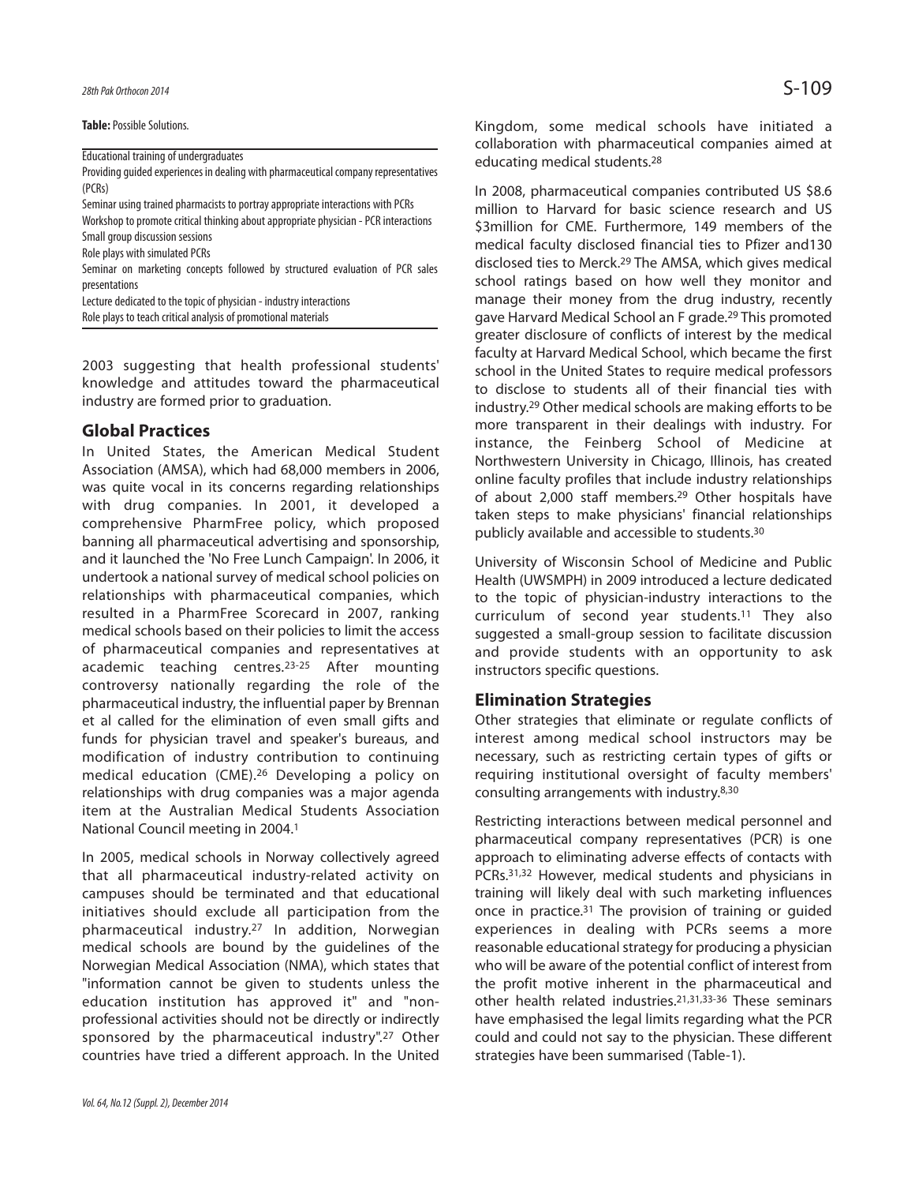**Table:** Possible Solutions.

| Educational training of undergraduates |
|---|
| Providing guided experiences in dealing with pharmaceutical company representatives (PCRs) |
| Seminar using trained pharmacists to portray appropriate interactions with PCRs |
| Workshop to promote critical thinking about appropriate physician - PCR interactions |
| Small group discussion sessions |
| Role plays with simulated PCRs |
| Seminar on marketing concepts followed by structured evaluation of PCR sales presentations |
| Lecture dedicated to the topic of physician - industry interactions |
| Role plays to teach critical analysis of promotional materials |

2003 suggesting that health professional students' knowledge and attitudes toward the pharmaceutical industry are formed prior to graduation.

## Global Practices

In United States, the American Medical Student Association (AMSA), which had 68,000 members in 2006, was quite vocal in its concerns regarding relationships with drug companies. In 2001, it developed a comprehensive PharmFree policy, which proposed banning all pharmaceutical advertising and sponsorship, and it launched the 'No Free Lunch Campaign'. In 2006, it undertook a national survey of medical school policies on relationships with pharmaceutical companies, which resulted in a PharmFree Scorecard in 2007, ranking medical schools based on their policies to limit the access of pharmaceutical companies and representatives at academic teaching centres.[23-25] After mounting controversy nationally regarding the role of the pharmaceutical industry, the influential paper by Brennan et al called for the elimination of even small gifts and funds for physician travel and speaker's bureaus, and modification of industry contribution to continuing medical education (CME).[26] Developing a policy on relationships with drug companies was a major agenda item at the Australian Medical Students Association National Council meeting in 2004.[1]

In 2005, medical schools in Norway collectively agreed that all pharmaceutical industry-related activity on campuses should be terminated and that educational initiatives should exclude all participation from the pharmaceutical industry.[27] In addition, Norwegian medical schools are bound by the guidelines of the Norwegian Medical Association (NMA), which states that "information cannot be given to students unless the education institution has approved it" and "non-professional activities should not be directly or indirectly sponsored by the pharmaceutical industry".[27] Other countries have tried a different approach. In the United Kingdom, some medical schools have initiated a collaboration with pharmaceutical companies aimed at educating medical students.[28]

In 2008, pharmaceutical companies contributed US $8.6 million to Harvard for basic science research and US $3million for CME. Furthermore, 149 members of the medical faculty disclosed financial ties to Pfizer and130 disclosed ties to Merck.[29] The AMSA, which gives medical school ratings based on how well they monitor and manage their money from the drug industry, recently gave Harvard Medical School an F grade.[29] This promoted greater disclosure of conflicts of interest by the medical faculty at Harvard Medical School, which became the first school in the United States to require medical professors to disclose to students all of their financial ties with industry.[29] Other medical schools are making efforts to be more transparent in their dealings with industry. For instance, the Feinberg School of Medicine at Northwestern University in Chicago, Illinois, has created online faculty profiles that include industry relationships of about 2,000 staff members.[29] Other hospitals have taken steps to make physicians' financial relationships publicly available and accessible to students.[30]

University of Wisconsin School of Medicine and Public Health (UWSMPH) in 2009 introduced a lecture dedicated to the topic of physician-industry interactions to the curriculum of second year students.[11] They also suggested a small-group session to facilitate discussion and provide students with an opportunity to ask instructors specific questions.

## Elimination Strategies

Other strategies that eliminate or regulate conflicts of interest among medical school instructors may be necessary, such as restricting certain types of gifts or requiring institutional oversight of faculty members' consulting arrangements with industry.[8,30]

Restricting interactions between medical personnel and pharmaceutical company representatives (PCR) is one approach to eliminating adverse effects of contacts with PCRs.[31,32] However, medical students and physicians in training will likely deal with such marketing influences once in practice.[31] The provision of training or guided experiences in dealing with PCRs seems a more reasonable educational strategy for producing a physician who will be aware of the potential conflict of interest from the profit motive inherent in the pharmaceutical and other health related industries.[21,31,33-36] These seminars have emphasised the legal limits regarding what the PCR could and could not say to the physician. These different strategies have been summarised (Table-1).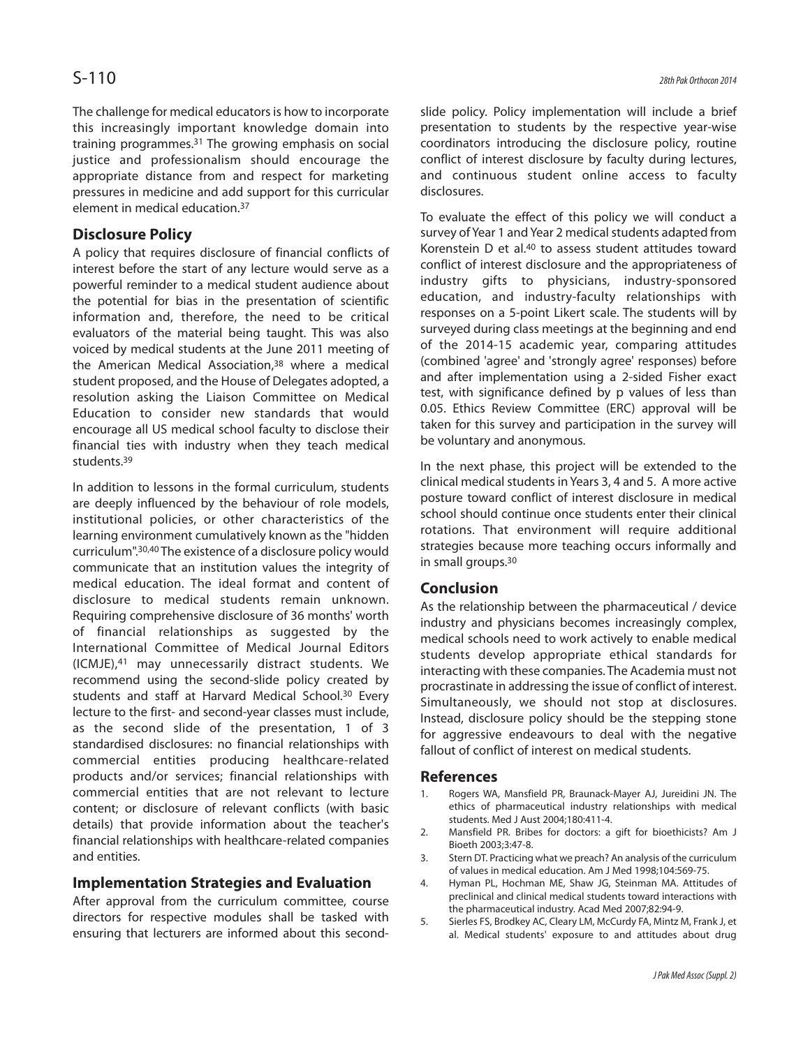The challenge for medical educators is how to incorporate this increasingly important knowledge domain into training programmes.[31] The growing emphasis on social justice and professionalism should encourage the appropriate distance from and respect for marketing pressures in medicine and add support for this curricular element in medical education.[37]

## Disclosure Policy

A policy that requires disclosure of financial conflicts of interest before the start of any lecture would serve as a powerful reminder to a medical student audience about the potential for bias in the presentation of scientific information and, therefore, the need to be critical evaluators of the material being taught. This was also voiced by medical students at the June 2011 meeting of the American Medical Association,[38] where a medical student proposed, and the House of Delegates adopted, a resolution asking the Liaison Committee on Medical Education to consider new standards that would encourage all US medical school faculty to disclose their financial ties with industry when they teach medical students.[39]

In addition to lessons in the formal curriculum, students are deeply influenced by the behaviour of role models, institutional policies, or other characteristics of the learning environment cumulatively known as the "hidden curriculum".[30,40] The existence of a disclosure policy would communicate that an institution values the integrity of medical education. The ideal format and content of disclosure to medical students remain unknown. Requiring comprehensive disclosure of 36 months' worth of financial relationships as suggested by the International Committee of Medical Journal Editors (ICMJE),[41] may unnecessarily distract students. We recommend using the second-slide policy created by students and staff at Harvard Medical School.[30] Every lecture to the first- and second-year classes must include, as the second slide of the presentation, 1 of 3 standardised disclosures: no financial relationships with commercial entities producing healthcare-related products and/or services; financial relationships with commercial entities that are not relevant to lecture content; or disclosure of relevant conflicts (with basic details) that provide information about the teacher's financial relationships with healthcare-related companies and entities.

## Implementation Strategies and Evaluation

After approval from the curriculum committee, course directors for respective modules shall be tasked with ensuring that lecturers are informed about this second-slide policy. Policy implementation will include a brief presentation to students by the respective year-wise coordinators introducing the disclosure policy, routine conflict of interest disclosure by faculty during lectures, and continuous student online access to faculty disclosures.

To evaluate the effect of this policy we will conduct a survey of Year 1 and Year 2 medical students adapted from Korenstein D et al.[40] to assess student attitudes toward conflict of interest disclosure and the appropriateness of industry gifts to physicians, industry-sponsored education, and industry-faculty relationships with responses on a 5-point Likert scale. The students will by surveyed during class meetings at the beginning and end of the 2014-15 academic year, comparing attitudes (combined 'agree' and 'strongly agree' responses) before and after implementation using a 2-sided Fisher exact test, with significance defined by p values of less than 0.05. Ethics Review Committee (ERC) approval will be taken for this survey and participation in the survey will be voluntary and anonymous.

In the next phase, this project will be extended to the clinical medical students in Years 3, 4 and 5. A more active posture toward conflict of interest disclosure in medical school should continue once students enter their clinical rotations. That environment will require additional strategies because more teaching occurs informally and in small groups.[30]

## Conclusion

As the relationship between the pharmaceutical / device industry and physicians becomes increasingly complex, medical schools need to work actively to enable medical students develop appropriate ethical standards for interacting with these companies. The Academia must not procrastinate in addressing the issue of conflict of interest. Simultaneously, we should not stop at disclosures. Instead, disclosure policy should be the stepping stone for aggressive endeavours to deal with the negative fallout of conflict of interest on medical students.

## References

1. Rogers WA, Mansfield PR, Braunack-Mayer AJ, Jureidini JN. The ethics of pharmaceutical industry relationships with medical students. Med J Aust 2004;180:411-4.
2. Mansfield PR. Bribes for doctors: a gift for bioethicists? Am J Bioeth 2003;3:47-8.
3. Stern DT. Practicing what we preach? An analysis of the curriculum of values in medical education. Am J Med 1998;104:569-75.
4. Hyman PL, Hochman ME, Shaw JG, Steinman MA. Attitudes of preclinical and clinical medical students toward interactions with the pharmaceutical industry. Acad Med 2007;82:94-9.
5. Sierles FS, Brodkey AC, Cleary LM, McCurdy FA, Mintz M, Frank J, et al. Medical students' exposure to and attitudes about drug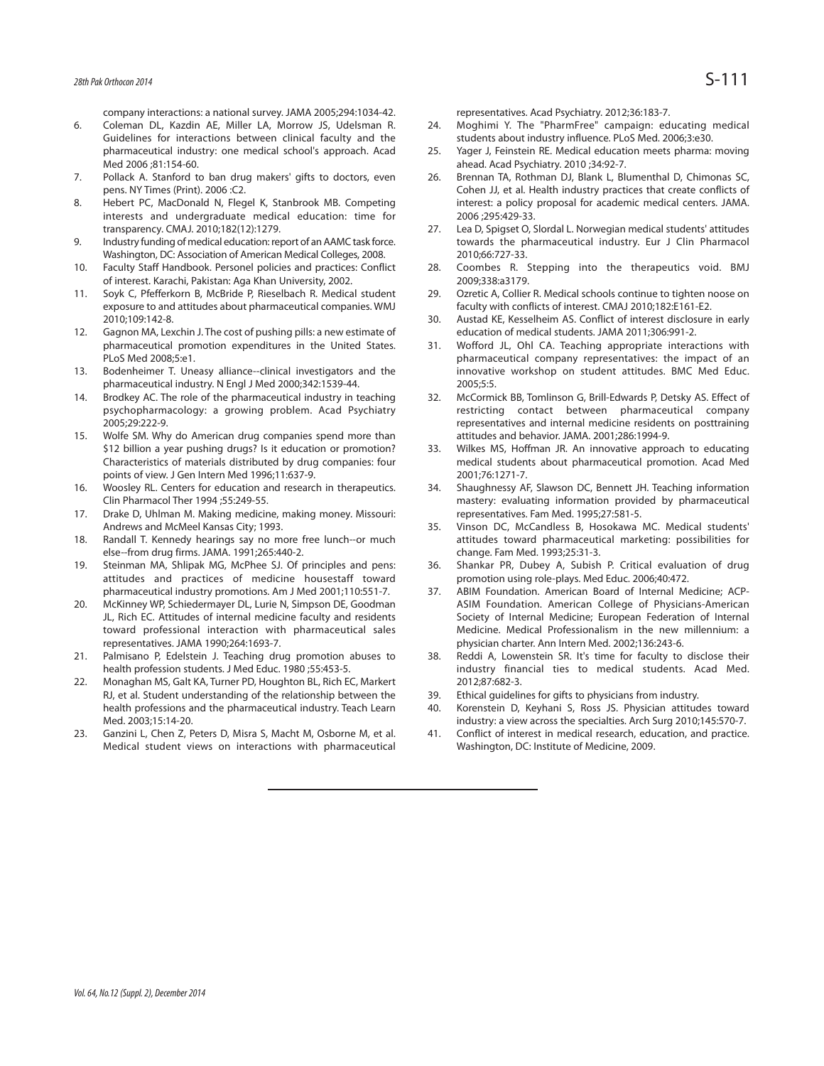company interactions: a national survey. JAMA 2005;294:1034-42.

6. Coleman DL, Kazdin AE, Miller LA, Morrow JS, Udelsman R. Guidelines for interactions between clinical faculty and the pharmaceutical industry: one medical school's approach. Acad Med 2006 ;81:154-60.
7. Pollack A. Stanford to ban drug makers' gifts to doctors, even pens. NY Times (Print). 2006 :C2.
8. Hebert PC, MacDonald N, Flegel K, Stanbrook MB. Competing interests and undergraduate medical education: time for transparency. CMAJ. 2010;182(12):1279.
9. Industry funding of medical education: report of an AAMC task force. Washington, DC: Association of American Medical Colleges, 2008.
10. Faculty Staff Handbook. Personel policies and practices: Conflict of interest. Karachi, Pakistan: Aga Khan University, 2002.
11. Soyk C, Pfefferkorn B, McBride P, Rieselbach R. Medical student exposure to and attitudes about pharmaceutical companies. WMJ 2010;109:142-8.
12. Gagnon MA, Lexchin J. The cost of pushing pills: a new estimate of pharmaceutical promotion expenditures in the United States. PLoS Med 2008;5:e1.
13. Bodenheimer T. Uneasy alliance--clinical investigators and the pharmaceutical industry. N Engl J Med 2000;342:1539-44.
14. Brodkey AC. The role of the pharmaceutical industry in teaching psychopharmacology: a growing problem. Acad Psychiatry 2005;29:222-9.
15. Wolfe SM. Why do American drug companies spend more than $12 billion a year pushing drugs? Is it education or promotion? Characteristics of materials distributed by drug companies: four points of view. J Gen Intern Med 1996;11:637-9.
16. Woosley RL. Centers for education and research in therapeutics. Clin Pharmacol Ther 1994 ;55:249-55.
17. Drake D, Uhlman M. Making medicine, making money. Missouri: Andrews and McMeel Kansas City; 1993.
18. Randall T. Kennedy hearings say no more free lunch--or much else--from drug firms. JAMA. 1991;265:440-2.
19. Steinman MA, Shlipak MG, McPhee SJ. Of principles and pens: attitudes and practices of medicine housestaff toward pharmaceutical industry promotions. Am J Med 2001;110:551-7.
20. McKinney WP, Schiedermayer DL, Lurie N, Simpson DE, Goodman JL, Rich EC. Attitudes of internal medicine faculty and residents toward professional interaction with pharmaceutical sales representatives. JAMA 1990;264:1693-7.
21. Palmisano P, Edelstein J. Teaching drug promotion abuses to health profession students. J Med Educ. 1980 ;55:453-5.
22. Monaghan MS, Galt KA, Turner PD, Houghton BL, Rich EC, Markert RJ, et al. Student understanding of the relationship between the health professions and the pharmaceutical industry. Teach Learn Med. 2003;15:14-20.
23. Ganzini L, Chen Z, Peters D, Misra S, Macht M, Osborne M, et al. Medical student views on interactions with pharmaceutical representatives. Acad Psychiatry. 2012;36:183-7.
24. Moghimi Y. The "PharmFree" campaign: educating medical students about industry influence. PLoS Med. 2006;3:e30.
25. Yager J, Feinstein RE. Medical education meets pharma: moving ahead. Acad Psychiatry. 2010 ;34:92-7.
26. Brennan TA, Rothman DJ, Blank L, Blumenthal D, Chimonas SC, Cohen JJ, et al. Health industry practices that create conflicts of interest: a policy proposal for academic medical centers. JAMA. 2006 ;295:429-33.
27. Lea D, Spigset O, Slordal L. Norwegian medical students' attitudes towards the pharmaceutical industry. Eur J Clin Pharmacol 2010;66:727-33.
28. Coombes R. Stepping into the therapeutics void. BMJ 2009;338:a3179.
29. Ozretic A, Collier R. Medical schools continue to tighten noose on faculty with conflicts of interest. CMAJ 2010;182:E161-E2.
30. Austad KE, Kesselheim AS. Conflict of interest disclosure in early education of medical students. JAMA 2011;306:991-2.
31. Wofford JL, Ohl CA. Teaching appropriate interactions with pharmaceutical company representatives: the impact of an innovative workshop on student attitudes. BMC Med Educ. 2005;5:5.
32. McCormick BB, Tomlinson G, Brill-Edwards P, Detsky AS. Effect of restricting contact between pharmaceutical company representatives and internal medicine residents on posttraining attitudes and behavior. JAMA. 2001;286:1994-9.
33. Wilkes MS, Hoffman JR. An innovative approach to educating medical students about pharmaceutical promotion. Acad Med 2001;76:1271-7.
34. Shaughnessy AF, Slawson DC, Bennett JH. Teaching information mastery: evaluating information provided by pharmaceutical representatives. Fam Med. 1995;27:581-5.
35. Vinson DC, McCandless B, Hosokawa MC. Medical students' attitudes toward pharmaceutical marketing: possibilities for change. Fam Med. 1993;25:31-3.
36. Shankar PR, Dubey A, Subish P. Critical evaluation of drug promotion using role-plays. Med Educ. 2006;40:472.
37. ABIM Foundation. American Board of Internal Medicine; ACP-ASIM Foundation. American College of Physicians-American Society of Internal Medicine; European Federation of Internal Medicine. Medical Professionalism in the new millennium: a physician charter. Ann Intern Med. 2002;136:243-6.
38. Reddi A, Lowenstein SR. It's time for faculty to disclose their industry financial ties to medical students. Acad Med. 2012;87:682-3.
39. Ethical guidelines for gifts to physicians from industry.
40. Korenstein D, Keyhani S, Ross JS. Physician attitudes toward industry: a view across the specialties. Arch Surg 2010;145:570-7.
41. Conflict of interest in medical research, education, and practice. Washington, DC: Institute of Medicine, 2009.